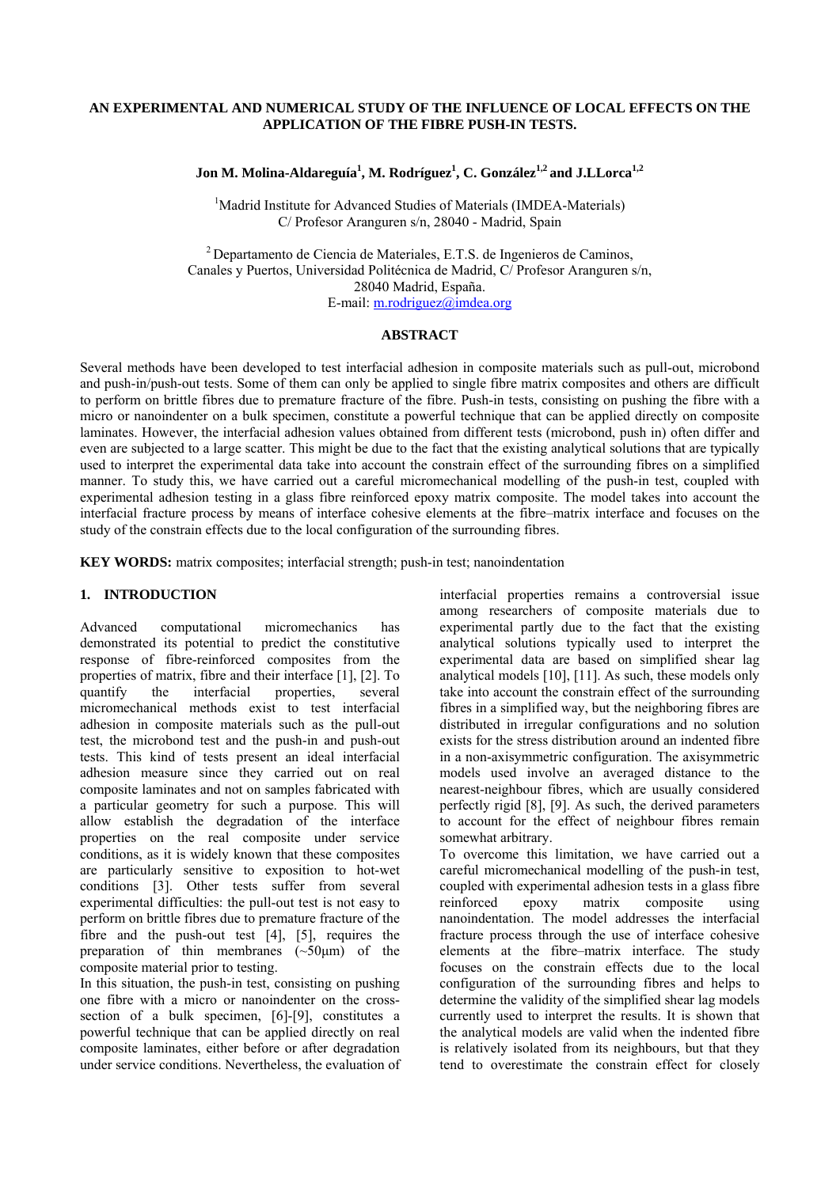# AN EXPERIMENTAL AND NUMERICAL STUDY OF THE INFLUENCE OF LOCAL EFFECTS ON THE APPLICATION OF THE FIBRE PUSH-IN TESTS.

**Jon M. Molina-Aldareguía[1], M. Rodríguez[1], C. González[1,2] and J.LLorca[1,2]**

[1]Madrid Institute for Advanced Studies of Materials (IMDEA-Materials)
C/ Profesor Aranguren s/n, 28040 - Madrid, Spain

[2] Departamento de Ciencia de Materiales, E.T.S. de Ingenieros de Caminos, Canales y Puertos, Universidad Politécnica de Madrid, C/ Profesor Aranguren s/n, 28040 Madrid, España.
E-mail: m.rodriguez@imdea.org

## ABSTRACT

Several methods have been developed to test interfacial adhesion in composite materials such as pull-out, microbond and push-in/push-out tests. Some of them can only be applied to single fibre matrix composites and others are difficult to perform on brittle fibres due to premature fracture of the fibre. Push-in tests, consisting on pushing the fibre with a micro or nanoindenter on a bulk specimen, constitute a powerful technique that can be applied directly on composite laminates. However, the interfacial adhesion values obtained from different tests (microbond, push in) often differ and even are subjected to a large scatter. This might be due to the fact that the existing analytical solutions that are typically used to interpret the experimental data take into account the constrain effect of the surrounding fibres on a simplified manner. To study this, we have carried out a careful micromechanical modelling of the push-in test, coupled with experimental adhesion testing in a glass fibre reinforced epoxy matrix composite. The model takes into account the interfacial fracture process by means of interface cohesive elements at the fibre–matrix interface and focuses on the study of the constrain effects due to the local configuration of the surrounding fibres.

**KEY WORDS:** matrix composites; interfacial strength; push-in test; nanoindentation

## 1. INTRODUCTION

Advanced computational micromechanics has demonstrated its potential to predict the constitutive response of fibre-reinforced composites from the properties of matrix, fibre and their interface [1], [2]. To quantify the interfacial properties, several micromechanical methods exist to test interfacial adhesion in composite materials such as the pull-out test, the microbond test and the push-in and push-out tests. This kind of tests present an ideal interfacial adhesion measure since they carried out on real composite laminates and not on samples fabricated with a particular geometry for such a purpose. This will allow establish the degradation of the interface properties on the real composite under service conditions, as it is widely known that these composites are particularly sensitive to exposition to hot-wet conditions [3]. Other tests suffer from several experimental difficulties: the pull-out test is not easy to perform on brittle fibres due to premature fracture of the fibre and the push-out test [4], [5], requires the preparation of thin membranes (~50μm) of the composite material prior to testing.

In this situation, the push-in test, consisting on pushing one fibre with a micro or nanoindenter on the cross-section of a bulk specimen, [6]-[9], constitutes a powerful technique that can be applied directly on real composite laminates, either before or after degradation under service conditions. Nevertheless, the evaluation of interfacial properties remains a controversial issue among researchers of composite materials due to experimental partly due to the fact that the existing analytical solutions typically used to interpret the experimental data are based on simplified shear lag analytical models [10], [11]. As such, these models only take into account the constrain effect of the surrounding fibres in a simplified way, but the neighboring fibres are distributed in irregular configurations and no solution exists for the stress distribution around an indented fibre in a non-axisymmetric configuration. The axisymmetric models used involve an averaged distance to the nearest-neighbour fibres, which are usually considered perfectly rigid [8], [9]. As such, the derived parameters to account for the effect of neighbour fibres remain somewhat arbitrary.

To overcome this limitation, we have carried out a careful micromechanical modelling of the push-in test, coupled with experimental adhesion tests in a glass fibre reinforced epoxy matrix composite using nanoindentation. The model addresses the interfacial fracture process through the use of interface cohesive elements at the fibre–matrix interface. The study focuses on the constrain effects due to the local configuration of the surrounding fibres and helps to determine the validity of the simplified shear lag models currently used to interpret the results. It is shown that the analytical models are valid when the indented fibre is relatively isolated from its neighbours, but that they tend to overestimate the constrain effect for closely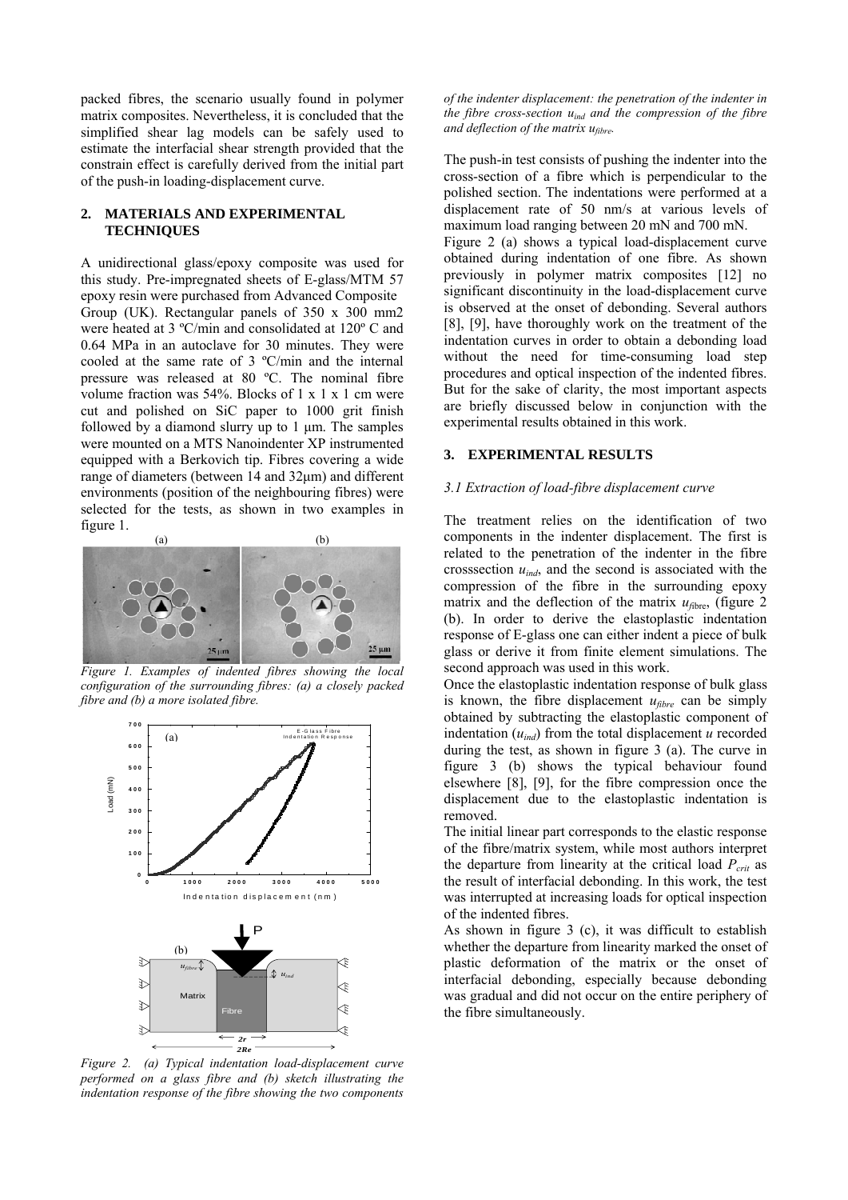packed fibres, the scenario usually found in polymer matrix composites. Nevertheless, it is concluded that the simplified shear lag models can be safely used to estimate the interfacial shear strength provided that the constrain effect is carefully derived from the initial part of the push-in loading-displacement curve.

## 2. MATERIALS AND EXPERIMENTAL TECHNIQUES

A unidirectional glass/epoxy composite was used for this study. Pre-impregnated sheets of E-glass/MTM 57 epoxy resin were purchased from Advanced Composite Group (UK). Rectangular panels of 350 x 300 mm2 were heated at 3 ºC/min and consolidated at 120º C and 0.64 MPa in an autoclave for 30 minutes. They were cooled at the same rate of 3 ºC/min and the internal pressure was released at 80 ºC. The nominal fibre volume fraction was 54%. Blocks of 1 x 1 x 1 cm were cut and polished on SiC paper to 1000 grit finish followed by a diamond slurry up to 1 µm. The samples were mounted on a MTS Nanoindenter XP instrumented equipped with a Berkovich tip. Fibres covering a wide range of diameters (between 14 and 32µm) and different environments (position of the neighbouring fibres) were selected for the tests, as shown in two examples in figure 1.

(a) (b)

25 µm

25 µm

*Figure 1. Examples of indented fibres showing the local configuration of the surrounding fibres: (a) a closely packed fibre and (b) a more isolated fibre.*

(a)

E-Glass Fibre
Indentation Response

Load (mN)

0
100
200
300
400
500
600
700

0 1000 2000 3000 4000 5000

Indentation displacement (nm)

P

(b)

$u_{fibre}$

$u_{ind}$

Matrix

Fibre

$2r$

$2Re$

*Figure 2. (a) Typical indentation load-displacement curve performed on a glass fibre and (b) sketch illustrating the indentation response of the fibre showing the two components of the indenter displacement: the penetration of the indenter in the fibre cross-section $u_{ind}$ and the compression of the fibre and deflection of the matrix $u_{fibre}$.*

The push-in test consists of pushing the indenter into the cross-section of a fibre which is perpendicular to the polished section. The indentations were performed at a displacement rate of 50 nm/s at various levels of maximum load ranging between 20 mN and 700 mN.

Figure 2 (a) shows a typical load-displacement curve obtained during indentation of one fibre. As shown previously in polymer matrix composites [12] no significant discontinuity in the load-displacement curve is observed at the onset of debonding. Several authors [8], [9], have thoroughly work on the treatment of the indentation curves in order to obtain a debonding load without the need for time-consuming load step procedures and optical inspection of the indented fibres. But for the sake of clarity, the most important aspects are briefly discussed below in conjunction with the experimental results obtained in this work.

## 3. EXPERIMENTAL RESULTS

### *3.1 Extraction of load-fibre displacement curve*

The treatment relies on the identification of two components in the indenter displacement. The first is related to the penetration of the indenter in the fibre crosssection $u_{ind}$, and the second is associated with the compression of the fibre in the surrounding epoxy matrix and the deflection of the matrix $u_{fibre}$, (figure 2 (b). In order to derive the elastoplastic indentation response of E-glass one can either indent a piece of bulk glass or derive it from finite element simulations. The second approach was used in this work.

Once the elastoplastic indentation response of bulk glass is known, the fibre displacement $u_{fibre}$ can be simply obtained by subtracting the elastoplastic component of indentation ($u_{ind}$) from the total displacement $u$ recorded during the test, as shown in figure 3 (a). The curve in figure 3 (b) shows the typical behaviour found elsewhere [8], [9], for the fibre compression once the displacement due to the elastoplastic indentation is removed.

The initial linear part corresponds to the elastic response of the fibre/matrix system, while most authors interpret the departure from linearity at the critical load $P_{crit}$ as the result of interfacial debonding. In this work, the test was interrupted at increasing loads for optical inspection of the indented fibres.

As shown in figure 3 (c), it was difficult to establish whether the departure from linearity marked the onset of plastic deformation of the matrix or the onset of interfacial debonding, especially because debonding was gradual and did not occur on the entire periphery of the fibre simultaneously.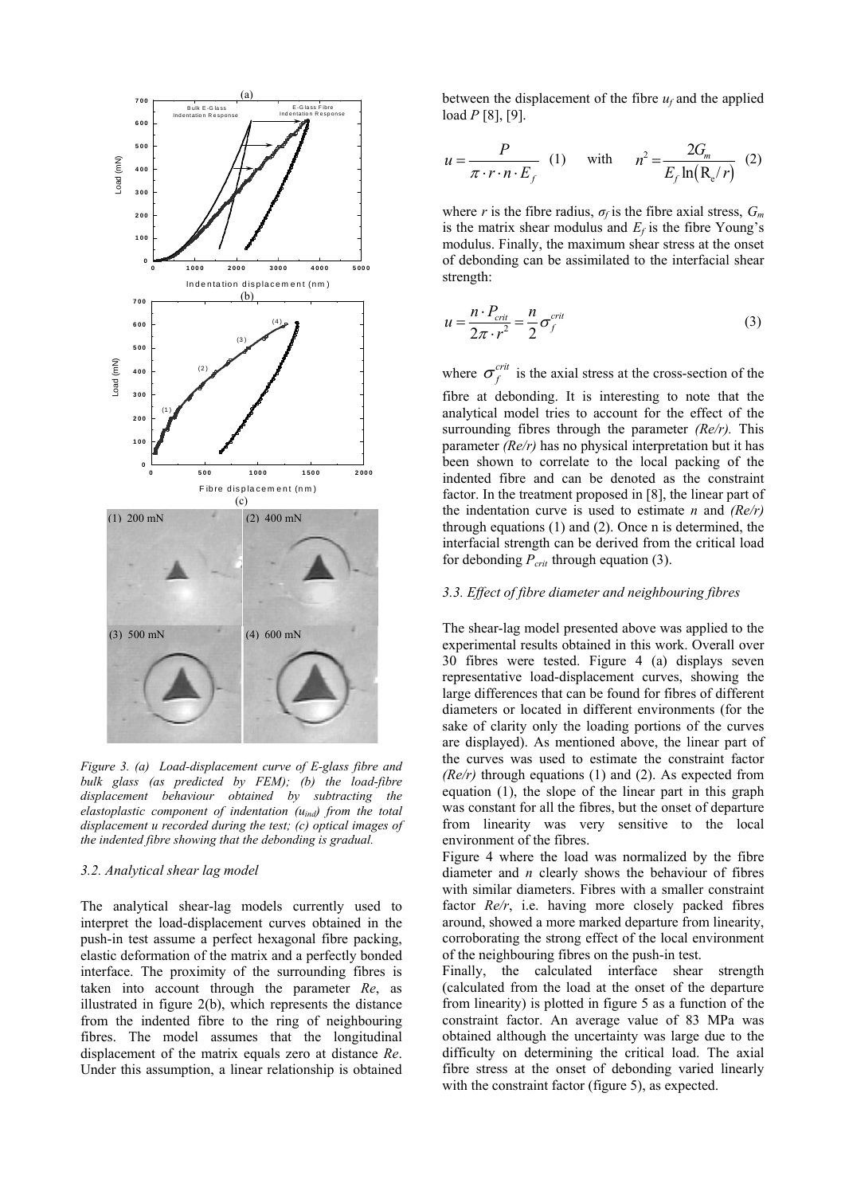(a)

Bulk E-Glass Indentation Response

E-Glass Fibre Indentation Response

Load (mN)

700
600
500
400
300
200
100
0

0 1000 2000 3000 4000 5000

Indentation displacement (nm)

(b)

Load (mN)

700
600
500
400
300
200
100
0

(1) (2) (3) (4)

0 500 1000 1500 2000

Fibre displacement (nm)

(c)

(1) 200 mN (2) 400 mN

(3) 500 mN (4) 600 mN

*Figure 3. (a) Load-displacement curve of E-glass fibre and bulk glass (as predicted by FEM); (b) the load-fibre displacement behaviour obtained by subtracting the elastoplastic component of indentation ($u_{ind}$) from the total displacement u recorded during the test; (c) optical images of the indented fibre showing that the debonding is gradual.*

### 3.2. Analytical shear lag model

The analytical shear-lag models currently used to interpret the load-displacement curves obtained in the push-in test assume a perfect hexagonal fibre packing, elastic deformation of the matrix and a perfectly bonded interface. The proximity of the surrounding fibres is taken into account through the parameter *Re*, as illustrated in figure 2(b), which represents the distance from the indented fibre to the ring of neighbouring fibres. The model assumes that the longitudinal displacement of the matrix equals zero at distance *Re*. Under this assumption, a linear relationship is obtained between the displacement of the fibre $u_f$ and the applied load *P* [8], [9].

$$u = \frac{P}{\pi \cdot r \cdot n \cdot E_f} \quad (1) \qquad \text{with} \qquad n^2 = \frac{2G_m}{E_f \ln\left(R_e/r\right)} \quad (2)$$

where *r* is the fibre radius, $\sigma_f$ is the fibre axial stress, $G_m$ is the matrix shear modulus and $E_f$ is the fibre Young's modulus. Finally, the maximum shear stress at the onset of debonding can be assimilated to the interfacial shear strength:

$$u = \frac{n \cdot P_{crit}}{2\pi \cdot r^2} = \frac{n}{2}\sigma_f^{crit} \quad (3)$$

where $\sigma_f^{crit}$ is the axial stress at the cross-section of the fibre at debonding. It is interesting to note that the analytical model tries to account for the effect of the surrounding fibres through the parameter *(Re/r)*. This parameter *(Re/r)* has no physical interpretation but it has been shown to correlate to the local packing of the indented fibre and can be denoted as the constraint factor. In the treatment proposed in [8], the linear part of the indentation curve is used to estimate *n* and *(Re/r)* through equations (1) and (2). Once n is determined, the interfacial strength can be derived from the critical load for debonding $P_{crit}$ through equation (3).

### 3.3. Effect of fibre diameter and neighbouring fibres

The shear-lag model presented above was applied to the experimental results obtained in this work. Overall over 30 fibres were tested. Figure 4 (a) displays seven representative load-displacement curves, showing the large differences that can be found for fibres of different diameters or located in different environments (for the sake of clarity only the loading portions of the curves are displayed). As mentioned above, the linear part of the curves was used to estimate the constraint factor *(Re/r)* through equations (1) and (2). As expected from equation (1), the slope of the linear part in this graph was constant for all the fibres, but the onset of departure from linearity was very sensitive to the local environment of the fibres.

Figure 4 where the load was normalized by the fibre diameter and *n* clearly shows the behaviour of fibres with similar diameters. Fibres with a smaller constraint factor *Re/r*, i.e. having more closely packed fibres around, showed a more marked departure from linearity, corroborating the strong effect of the local environment of the neighbouring fibres on the push-in test.

Finally, the calculated interface shear strength (calculated from the load at the onset of the departure from linearity) is plotted in figure 5 as a function of the constraint factor. An average value of 83 MPa was obtained although the uncertainty was large due to the difficulty on determining the critical load. The axial fibre stress at the onset of debonding varied linearly with the constraint factor (figure 5), as expected.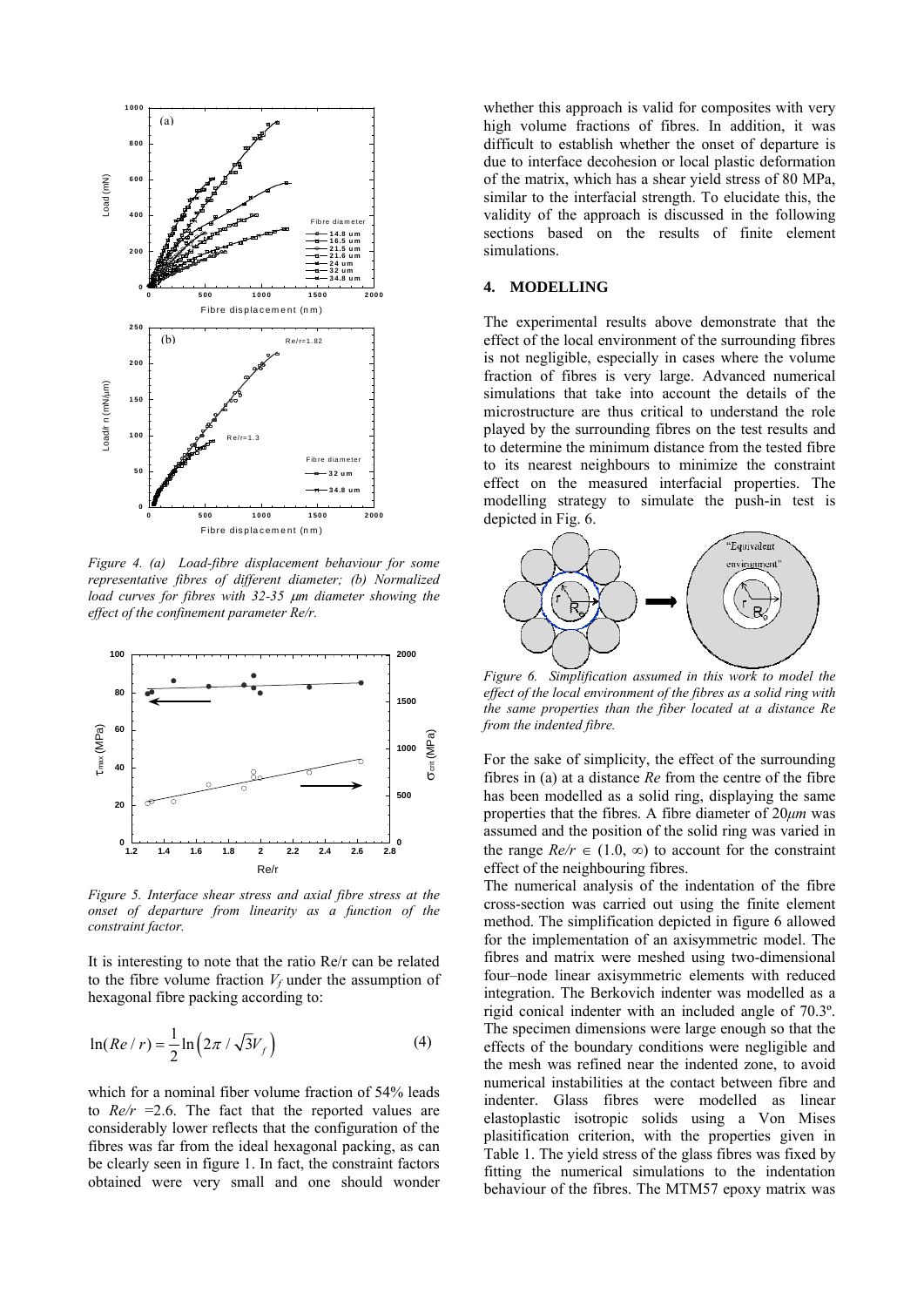(a)

Load (mN)

1000
800
600
400
200
0

0
500
1000
1500
2000

Fibre displacement (nm)

Fibre diameter
14.8 um
16.5 um
21.5 um
21.6 um
24 um
32 um
34.8 um

(b)

Load/r n (mN/µm)

250
200
150
100
50
0

0
500
1000
1500
2000

Fibre displacement (nm)

Re/r=1.82

Re/r=1.3

Fibre diameter
32 um
34.8 um

*Figure 4. (a) Load-fibre displacement behaviour for some representative fibres of different diameter; (b) Normalized load curves for fibres with 32-35 µm diameter showing the effect of the confinement parameter Re/r.*

$\tau_{max}$ (MPa)

100
80
60
40
20
0

1.2
1.4
1.6
1.8
2
2.2
2.4
2.6
2.8

Re/r

$\sigma_{crit}$ (MPa)

2000
1500
1000
500
0

*Figure 5. Interface shear stress and axial fibre stress at the onset of departure from linearity as a function of the constraint factor.*

It is interesting to note that the ratio Re/r can be related to the fibre volume fraction $V_f$ under the assumption of hexagonal fibre packing according to:

$$\ln(Re/r) = \frac{1}{2}\ln\left(2\pi/\sqrt{3}V_f\right) \tag{4}$$

which for a nominal fiber volume fraction of 54% leads to $Re/r$ =2.6. The fact that the reported values are considerably lower reflects that the configuration of the fibres was far from the ideal hexagonal packing, as can be clearly seen in figure 1. In fact, the constraint factors obtained were very small and one should wonder whether this approach is valid for composites with very high volume fractions of fibres. In addition, it was difficult to establish whether the onset of departure is due to interface decohesion or local plastic deformation of the matrix, which has a shear yield stress of 80 MPa, similar to the interfacial strength. To elucidate this, the validity of the approach is discussed in the following sections based on the results of finite element simulations.

## 4. MODELLING

The experimental results above demonstrate that the effect of the local environment of the surrounding fibres is not negligible, especially in cases where the volume fraction of fibres is very large. Advanced numerical simulations that take into account the details of the microstructure are thus critical to understand the role played by the surrounding fibres on the test results and to determine the minimum distance from the tested fibre to its nearest neighbours to minimize the constraint effect on the measured interfacial properties. The modelling strategy to simulate the push-in test is depicted in Fig. 6.

r
$R_e$

"Equivalent environment"

r
$R_e$

*Figure 6. Simplification assumed in this work to model the effect of the local environment of the fibres as a solid ring with the same properties than the fiber located at a distance Re from the indented fibre.*

For the sake of simplicity, the effect of the surrounding fibres in (a) at a distance *Re* from the centre of the fibre has been modelled as a solid ring, displaying the same properties that the fibres. A fibre diameter of 20*µm* was assumed and the position of the solid ring was varied in the range $Re/r \in (1.0, \infty)$ to account for the constraint effect of the neighbouring fibres.

The numerical analysis of the indentation of the fibre cross-section was carried out using the finite element method. The simplification depicted in figure 6 allowed for the implementation of an axisymmetric model. The fibres and matrix were meshed using two-dimensional four–node linear axisymmetric elements with reduced integration. The Berkovich indenter was modelled as a rigid conical indenter with an included angle of 70.3º. The specimen dimensions were large enough so that the effects of the boundary conditions were negligible and the mesh was refined near the indented zone, to avoid numerical instabilities at the contact between fibre and indenter. Glass fibres were modelled as linear elastoplastic isotropic solids using a Von Mises plasitification criterion, with the properties given in Table 1. The yield stress of the glass fibres was fixed by fitting the numerical simulations to the indentation behaviour of the fibres. The MTM57 epoxy matrix was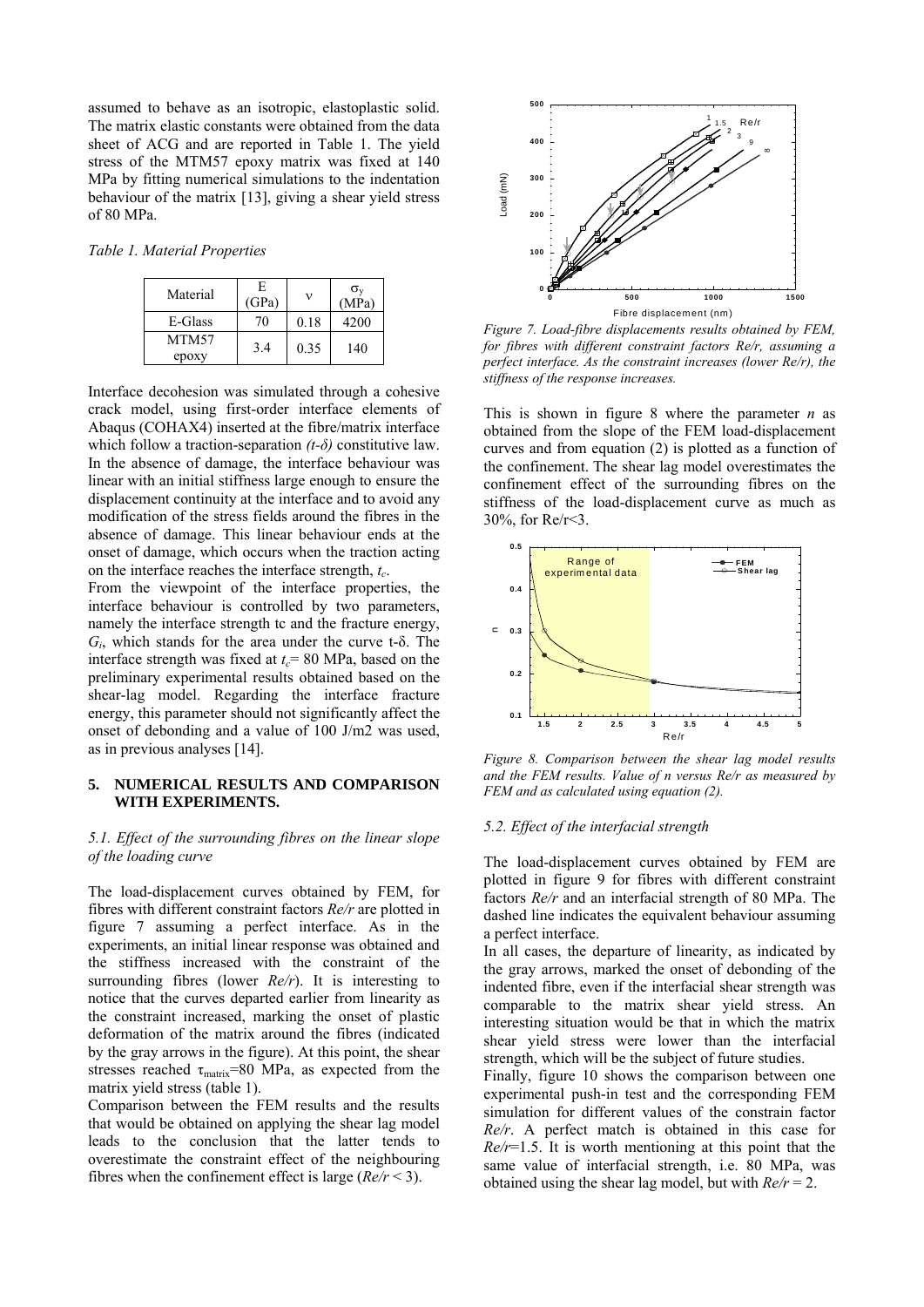assumed to behave as an isotropic, elastoplastic solid. The matrix elastic constants were obtained from the data sheet of ACG and are reported in Table 1. The yield stress of the MTM57 epoxy matrix was fixed at 140 MPa by fitting numerical simulations to the indentation behaviour of the matrix [13], giving a shear yield stress of 80 MPa.

*Table 1. Material Properties*

| Material | E (GPa) | ν | $\sigma_y$ (MPa) |
|---|---|---|---|
| E-Glass | 70 | 0.18 | 4200 |
| MTM57 epoxy | 3.4 | 0.35 | 140 |

Interface decohesion was simulated through a cohesive crack model, using first-order interface elements of Abaqus (COHAX4) inserted at the fibre/matrix interface which follow a traction-separation *(t-δ)* constitutive law. In the absence of damage, the interface behaviour was linear with an initial stiffness large enough to ensure the displacement continuity at the interface and to avoid any modification of the stress fields around the fibres in the absence of damage. This linear behaviour ends at the onset of damage, which occurs when the traction acting on the interface reaches the interface strength, $t_c$.

From the viewpoint of the interface properties, the interface behaviour is controlled by two parameters, namely the interface strength tc and the fracture energy, $G_i$, which stands for the area under the curve t-δ. The interface strength was fixed at $t_c$= 80 MPa, based on the preliminary experimental results obtained based on the shear-lag model. Regarding the interface fracture energy, this parameter should not significantly affect the onset of debonding and a value of 100 J/m2 was used, as in previous analyses [14].

## 5. NUMERICAL RESULTS AND COMPARISON WITH EXPERIMENTS.

### *5.1. Effect of the surrounding fibres on the linear slope of the loading curve*

The load-displacement curves obtained by FEM, for fibres with different constraint factors *Re/r* are plotted in figure 7 assuming a perfect interface. As in the experiments, an initial linear response was obtained and the stiffness increased with the constraint of the surrounding fibres (lower *Re/r*). It is interesting to notice that the curves departed earlier from linearity as the constraint increased, marking the onset of plastic deformation of the matrix around the fibres (indicated by the gray arrows in the figure). At this point, the shear stresses reached $\tau_{matrix}$=80 MPa, as expected from the matrix yield stress (table 1).

Comparison between the FEM results and the results that would be obtained on applying the shear lag model leads to the conclusion that the latter tends to overestimate the constraint effect of the neighbouring fibres when the confinement effect is large (*Re/r* < 3).

Load (mN)
500
400
300
200
100
0
0
500
1000
1500
Fibre displacement (nm)
Re/r
1
1.5
2
3
9
∞

*Figure 7. Load-fibre displacements results obtained by FEM, for fibres with different constraint factors Re/r, assuming a perfect interface. As the constraint increases (lower Re/r), the stiffness of the response increases.*

This is shown in figure 8 where the parameter *n* as obtained from the slope of the FEM load-displacement curves and from equation (2) is plotted as a function of the confinement. The shear lag model overestimates the confinement effect of the surrounding fibres on the stiffness of the load-displacement curve as much as 30%, for Re/r<3.

Range of experimental data
FEM
Shear lag
n
0.5
0.4
0.3
0.2
0.1
1.5
2
2.5
3
3.5
4
4.5
5
Re/r

*Figure 8. Comparison between the shear lag model results and the FEM results. Value of n versus Re/r as measured by FEM and as calculated using equation (2).*

### *5.2. Effect of the interfacial strength*

The load-displacement curves obtained by FEM are plotted in figure 9 for fibres with different constraint factors *Re/r* and an interfacial strength of 80 MPa. The dashed line indicates the equivalent behaviour assuming a perfect interface.

In all cases, the departure of linearity, as indicated by the gray arrows, marked the onset of debonding of the indented fibre, even if the interfacial shear strength was comparable to the matrix shear yield stress. An interesting situation would be that in which the matrix shear yield stress were lower than the interfacial strength, which will be the subject of future studies.

Finally, figure 10 shows the comparison between one experimental push-in test and the corresponding FEM simulation for different values of the constrain factor *Re/r*. A perfect match is obtained in this case for *Re/r*=1.5. It is worth mentioning at this point that the same value of interfacial strength, i.e. 80 MPa, was obtained using the shear lag model, but with *Re/r* = 2.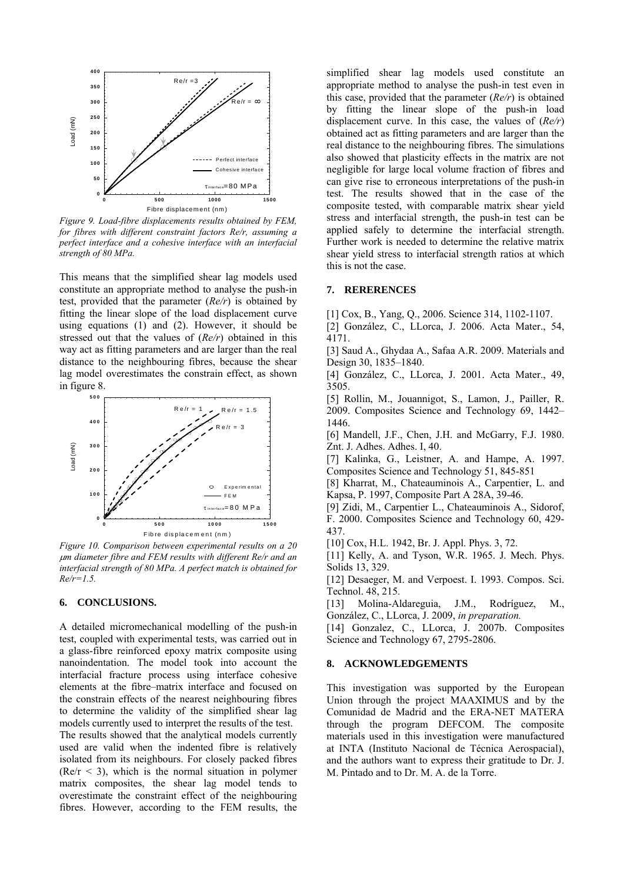400
350
300
250
200
150
100
50
0
Load (mN)
0
500
1000
1500
Fibre displacement (nm)
Re/r =3
Re/r = ∞
Perfect interface
Cohesive interface
$\tau_{interface}$=80 MPa

*Figure 9. Load-fibre displacements results obtained by FEM, for fibres with different constraint factors Re/r, assuming a perfect interface and a cohesive interface with an interfacial strength of 80 MPa.*

This means that the simplified shear lag models used constitute an appropriate method to analyse the push-in test, provided that the parameter (*Re/r*) is obtained by fitting the linear slope of the load displacement curve using equations (1) and (2). However, it should be stressed out that the values of (*Re/r*) obtained in this way act as fitting parameters and are larger than the real distance to the neighbouring fibres, because the shear lag model overestimates the constrain effect, as shown in figure 8.

500
400
300
200
100
0
Load (mN)
0
500
1000
1500
Fibre displacement (nm)
Re/r = 1
Re/r = 1.5
Re/r = 3
Experimental
FEM
$\tau_{interface}$=80 MPa

*Figure 10. Comparison between experimental results on a 20 μm diameter fibre and FEM results with different Re/r and an interfacial strength of 80 MPa. A perfect match is obtained for Re/r=1.5.*

## 6. CONCLUSIONS.

A detailed micromechanical modelling of the push-in test, coupled with experimental tests, was carried out in a glass-fibre reinforced epoxy matrix composite using nanoindentation. The model took into account the interfacial fracture process using interface cohesive elements at the fibre–matrix interface and focused on the constrain effects of the nearest neighbouring fibres to determine the validity of the simplified shear lag models currently used to interpret the results of the test.

The results showed that the analytical models currently used are valid when the indented fibre is relatively isolated from its neighbours. For closely packed fibres ($Re/r < 3$), which is the normal situation in polymer matrix composites, the shear lag model tends to overestimate the constraint effect of the neighbouring fibres. However, according to the FEM results, the simplified shear lag models used constitute an appropriate method to analyse the push-in test even in this case, provided that the parameter (*Re/r*) is obtained by fitting the linear slope of the push-in load displacement curve. In this case, the values of (*Re/r*) obtained act as fitting parameters and are larger than the real distance to the neighbouring fibres. The simulations also showed that plasticity effects in the matrix are not negligible for large local volume fraction of fibres and can give rise to erroneous interpretations of the push-in test. The results showed that in the case of the composite tested, with comparable matrix shear yield stress and interfacial strength, the push-in test can be applied safely to determine the interfacial strength. Further work is needed to determine the relative matrix shear yield stress to interfacial strength ratios at which this is not the case.

## 7. RERERENCES

[1] Cox, B., Yang, Q., 2006. Science 314, 1102-1107.

[2] González, C., LLorca, J. 2006. Acta Mater., 54, 4171.

[3] Saud A., Ghydaa A., Safaa A.R. 2009. Materials and Design 30, 1835–1840.

[4] González, C., LLorca, J. 2001. Acta Mater., 49, 3505.

[5] Rollin, M., Jouannigot, S., Lamon, J., Pailler, R. 2009. Composites Science and Technology 69, 1442–1446.

[6] Mandell, J.F., Chen, J.H. and McGarry, F.J. 1980. Znt. J. Adhes. Adhes. I, 40.

[7] Kalinka, G., Leistner, A. and Hampe, A. 1997. Composites Science and Technology 51, 845-851

[8] Kharrat, M., Chateauminois A., Carpentier, L. and Kapsa, P. 1997, Composite Part A 28A, 39-46.

[9] Zidi, M., Carpentier L., Chateauminois A., Sidorof, F. 2000. Composites Science and Technology 60, 429-437.

[10] Cox, H.L. 1942, Br. J. Appl. Phys. 3, 72.

[11] Kelly, A. and Tyson, W.R. 1965. J. Mech. Phys. Solids 13, 329.

[12] Desaeger, M. and Verpoest. I. 1993. Compos. Sci. Technol. 48, 215.

[13] Molina-Aldareguia, J.M., Rodríguez, M., González, C., LLorca, J. 2009, *in preparation.*

[14] Gonzalez, C., LLorca, J. 2007b. Composites Science and Technology 67, 2795-2806.

## 8. ACKNOWLEDGEMENTS

This investigation was supported by the European Union through the project MAAXIMUS and by the Comunidad de Madrid and the ERA-NET MATERA through the program DEFCOM. The composite materials used in this investigation were manufactured at INTA (Instituto Nacional de Técnica Aerospacial), and the authors want to express their gratitude to Dr. J. M. Pintado and to Dr. M. A. de la Torre.